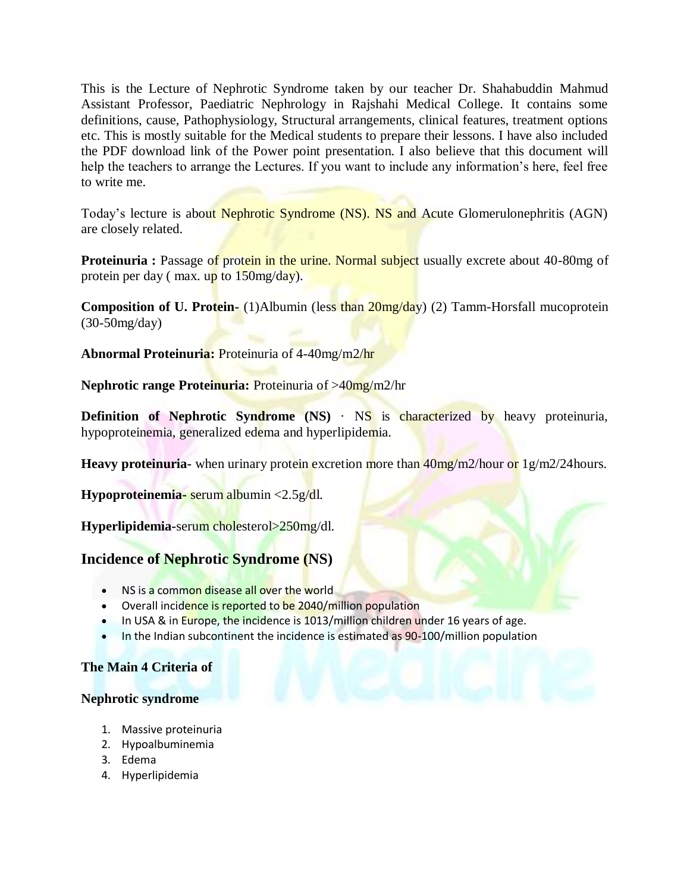This is the Lecture of Nephrotic Syndrome taken by our teacher Dr. Shahabuddin Mahmud Assistant Professor, Paediatric Nephrology in Rajshahi Medical College. It contains some definitions, cause, Pathophysiology, Structural arrangements, clinical features, treatment options etc. This is mostly suitable for the Medical students to prepare their lessons. I have also included the PDF download link of the Power point presentation. I also believe that this document will help the teachers to arrange the Lectures. If you want to include any information's here, feel free to write me.

Today's lecture is about Nephrotic Syndrome (NS). NS and Acute Glomerulonephritis (AGN) are closely related.

**Proteinuria :** Passage of protein in the urine. Normal subject usually excrete about 40-80mg of protein per day ( max. up to 150mg/day).

**Composition of U. Protein-** (1)Albumin (less than 20mg/day) (2) Tamm-Horsfall mucoprotein (30-50mg/day)

**Abnormal Proteinuria:** Proteinuria of 4-40mg/m2/hr

**Nephrotic range Proteinuria:** Proteinuria of >40mg/m2/hr

**Definition of Nephrotic Syndrome (NS)** · NS is characterized by heavy proteinuria, hypoproteinemia, generalized edema and hyperlipidemia.

**Heavy proteinuria-** when urinary protein excretion more than 40mg/m2/hour or 1g/m2/24hours.

**Hypoproteinemia-** serum albumin <2.5g/dl.

**Hyperlipidemia-**serum cholesterol>250mg/dl.

## Incidence of Nephrotic Syndrome (NS)

- NS is a common disease all over the world
- Overall incidence is reported to be 2040/million population
- In USA & in Europe, the incidence is 1013/million children under 16 years of age.
- In the Indian subcontinent the incidence is estimated as 90-100/million population

**The Main 4 Criteria of**

**Nephrotic syndrome**

1. Massive proteinuria
2. Hypoalbuminemia
3. Edema
4. Hyperlipidemia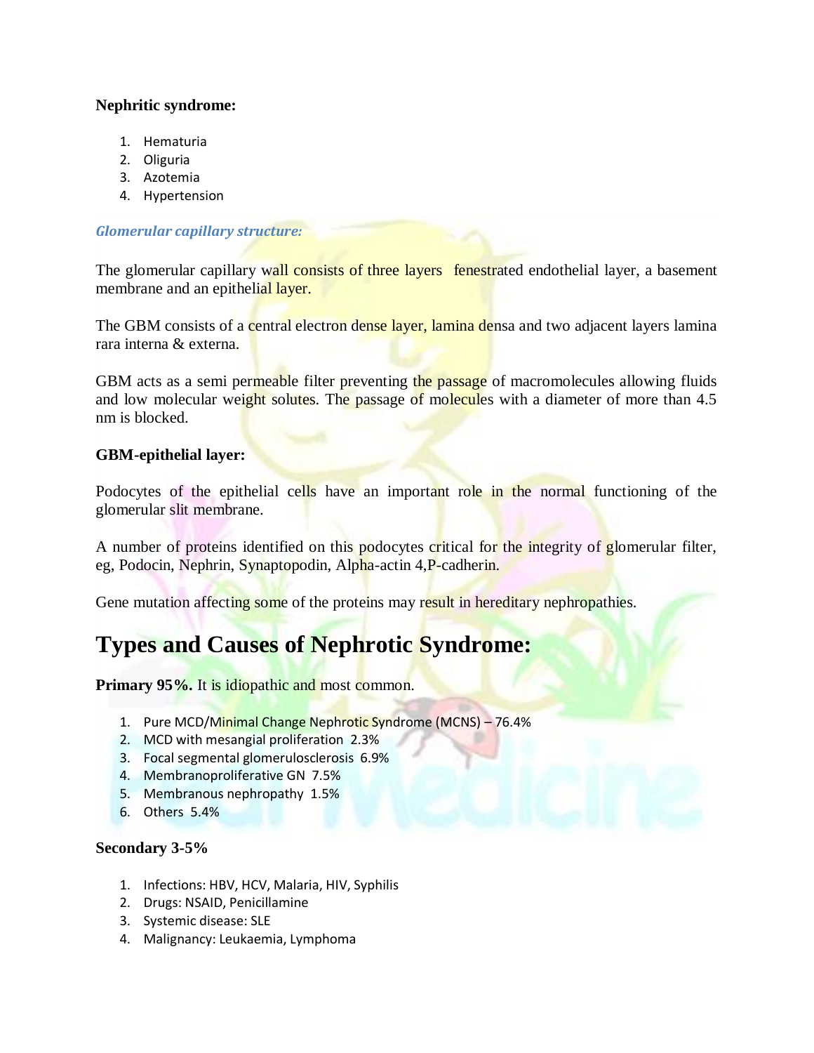**Nephritic syndrome:**

1. Hematuria
2. Oliguria
3. Azotemia
4. Hypertension

***Glomerular capillary structure:***

The glomerular capillary wall consists of three layers  fenestrated endothelial layer, a basement membrane and an epithelial layer.

The GBM consists of a central electron dense layer, lamina densa and two adjacent layers lamina rara interna & externa.

GBM acts as a semi permeable filter preventing the passage of macromolecules allowing fluids and low molecular weight solutes. The passage of molecules with a diameter of more than 4.5 nm is blocked.

**GBM-epithelial layer:**

Podocytes of the epithelial cells have an important role in the normal functioning of the glomerular slit membrane.

A number of proteins identified on this podocytes critical for the integrity of glomerular filter, eg, Podocin, Nephrin, Synaptopodin, Alpha-actin 4,P-cadherin.

Gene mutation affecting some of the proteins may result in hereditary nephropathies.

# Types and Causes of Nephrotic Syndrome:

**Primary 95%.** It is idiopathic and most common.

1. Pure MCD/Minimal Change Nephrotic Syndrome (MCNS) – 76.4%
2. MCD with mesangial proliferation  2.3%
3. Focal segmental glomerulosclerosis  6.9%
4. Membranoproliferative GN  7.5%
5. Membranous nephropathy  1.5%
6. Others  5.4%

**Secondary 3-5%**

1. Infections: HBV, HCV, Malaria, HIV, Syphilis
2. Drugs: NSAID, Penicillamine
3. Systemic disease: SLE
4. Malignancy: Leukaemia, Lymphoma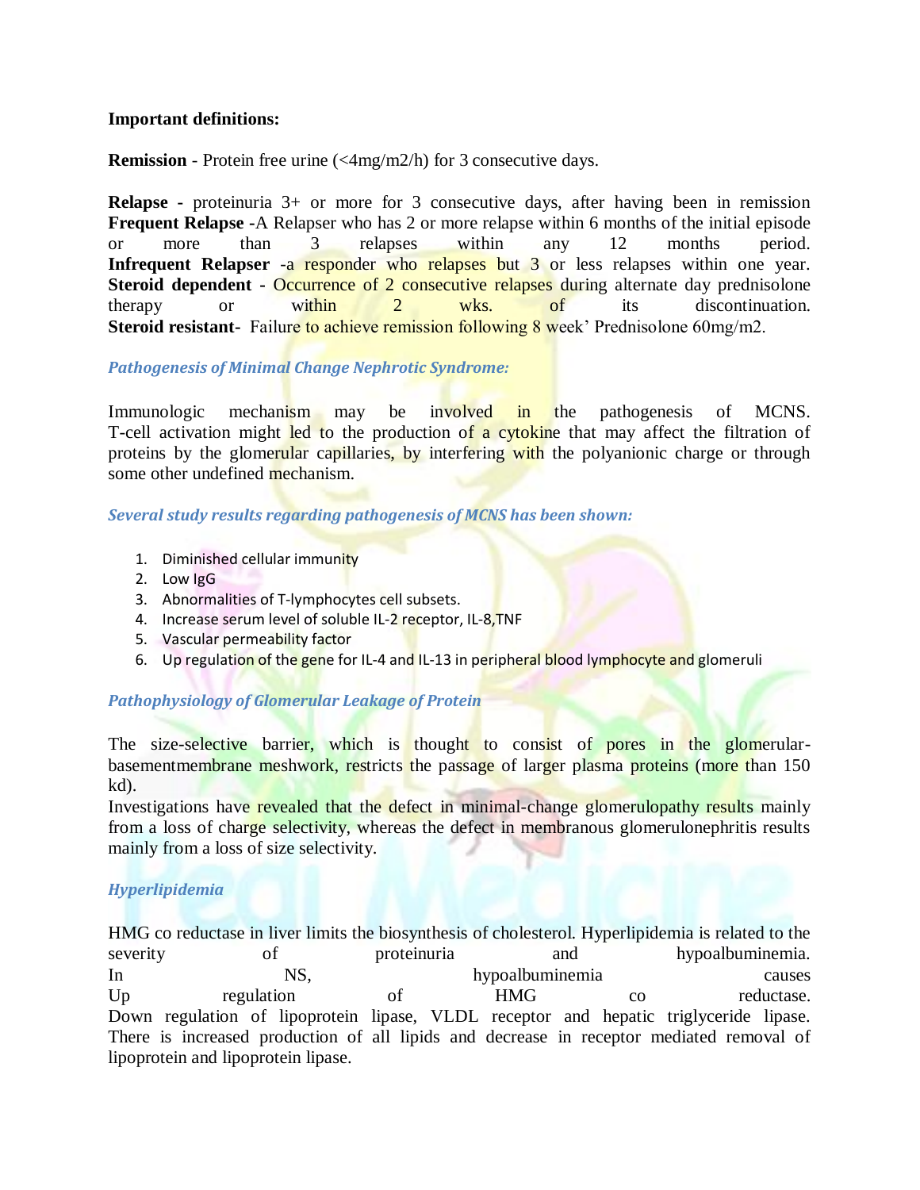**Important definitions:**

**Remission** - Protein free urine (<4mg/m2/h) for 3 consecutive days.

**Relapse -** proteinuria 3+ or more for 3 consecutive days, after having been in remission
**Frequent Relapse -**A Relapser who has 2 or more relapse within 6 months of the initial episode or more than 3 relapses within any 12 months period.
**Infrequent Relapser** -a responder who relapses but 3 or less relapses within one year.
**Steroid dependent -** Occurrence of 2 consecutive relapses during alternate day prednisolone therapy or within 2 wks. of its discontinuation.
**Steroid resistant-** Failure to achieve remission following 8 week' Prednisolone 60mg/m2.

### *Pathogenesis of Minimal Change Nephrotic Syndrome:*

Immunologic mechanism may be involved in the pathogenesis of MCNS. T-cell activation might led to the production of a cytokine that may affect the filtration of proteins by the glomerular capillaries, by interfering with the polyanionic charge or through some other undefined mechanism.

### *Several study results regarding pathogenesis of MCNS has been shown:*

1. Diminished cellular immunity
2. Low IgG
3. Abnormalities of T-lymphocytes cell subsets.
4. Increase serum level of soluble IL-2 receptor, IL-8,TNF
5. Vascular permeability factor
6. Up regulation of the gene for IL-4 and IL-13 in peripheral blood lymphocyte and glomeruli

### *Pathophysiology of Glomerular Leakage of Protein*

The size-selective barrier, which is thought to consist of pores in the glomerular-basementmembrane meshwork, restricts the passage of larger plasma proteins (more than 150 kd).
Investigations have revealed that the defect in minimal-change glomerulopathy results mainly from a loss of charge selectivity, whereas the defect in membranous glomerulonephritis results mainly from a loss of size selectivity.

### *Hyperlipidemia*

HMG co reductase in liver limits the biosynthesis of cholesterol. Hyperlipidemia is related to the severity of proteinuria and hypoalbuminemia.
In NS, hypoalbuminemia causes
Up regulation of HMG co reductase.
Down regulation of lipoprotein lipase, VLDL receptor and hepatic triglyceride lipase.
There is increased production of all lipids and decrease in receptor mediated removal of lipoprotein and lipoprotein lipase.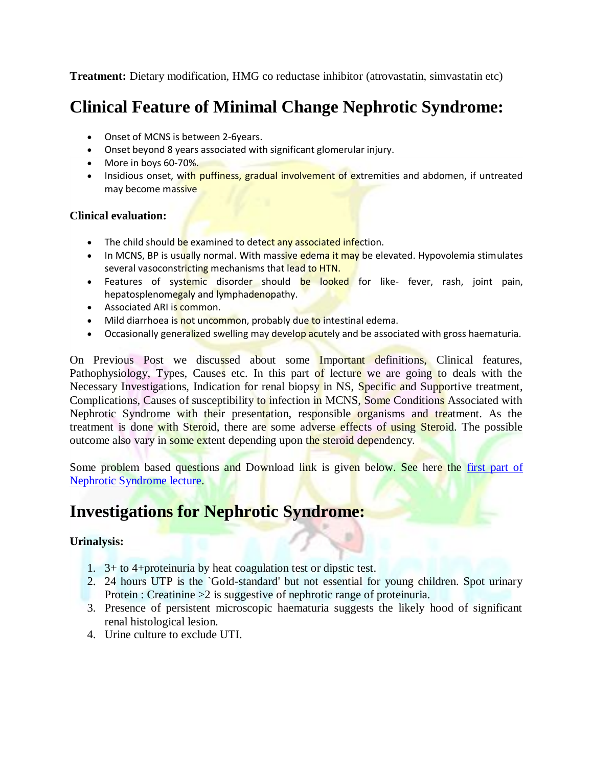**Treatment:** Dietary modification, HMG co reductase inhibitor (atrovastatin, simvastatin etc)

# Clinical Feature of Minimal Change Nephrotic Syndrome:

- Onset of MCNS is between 2-6years.
- Onset beyond 8 years associated with significant glomerular injury.
- More in boys 60-70%.
- Insidious onset, with puffiness, gradual involvement of extremities and abdomen, if untreated may become massive

**Clinical evaluation:**

- The child should be examined to detect any associated infection.
- In MCNS, BP is usually normal. With massive edema it may be elevated. Hypovolemia stimulates several vasoconstricting mechanisms that lead to HTN.
- Features of systemic disorder should be looked for like- fever, rash, joint pain, hepatosplenomegaly and lymphadenopathy.
- Associated ARI is common.
- Mild diarrhoea is not uncommon, probably due to intestinal edema.
- Occasionally generalized swelling may develop acutely and be associated with gross haematuria.

On Previous Post we discussed about some Important definitions, Clinical features, Pathophysiology, Types, Causes etc. In this part of lecture we are going to deals with the Necessary Investigations, Indication for renal biopsy in NS, Specific and Supportive treatment, Complications, Causes of susceptibility to infection in MCNS, Some Conditions Associated with Nephrotic Syndrome with their presentation, responsible organisms and treatment. As the treatment is done with Steroid, there are some adverse effects of using Steroid. The possible outcome also vary in some extent depending upon the steroid dependency.

Some problem based questions and Download link is given below. See here the first part of Nephrotic Syndrome lecture.

# Investigations for Nephrotic Syndrome:

**Urinalysis:**

1. 3+ to 4+proteinuria by heat coagulation test or dipstic test.
2. 24 hours UTP is the `Gold-standard' but not essential for young children. Spot urinary Protein : Creatinine >2 is suggestive of nephrotic range of proteinuria.
3. Presence of persistent microscopic haematuria suggests the likely hood of significant renal histological lesion.
4. Urine culture to exclude UTI.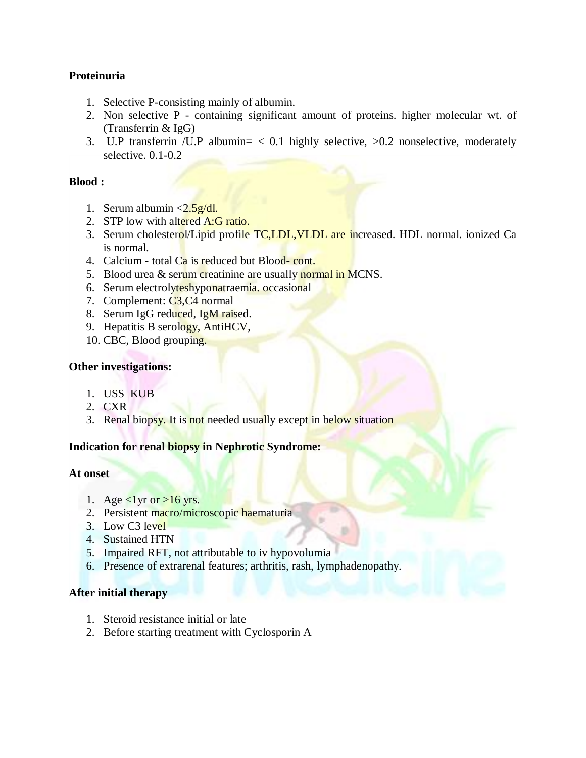**Proteinuria**

1. Selective P-consisting mainly of albumin.
2. Non selective P - containing significant amount of proteins. higher molecular wt. of (Transferrin & IgG)
3. U.P transferrin /U.P albumin= < 0.1 highly selective, >0.2 nonselective, moderately selective. 0.1-0.2

**Blood :**

1. Serum albumin <2.5g/dl.
2. STP low with altered A:G ratio.
3. Serum cholesterol/Lipid profile TC,LDL,VLDL are increased. HDL normal. ionized Ca is normal.
4. Calcium - total Ca is reduced but Blood- cont.
5. Blood urea & serum creatinine are usually normal in MCNS.
6. Serum electrolyteshyponatraemia. occasional
7. Complement: C3,C4 normal
8. Serum IgG reduced, IgM raised.
9. Hepatitis B serology, AntiHCV,
10. CBC, Blood grouping.

**Other investigations:**

1. USS KUB
2. CXR
3. Renal biopsy. It is not needed usually except in below situation

**Indication for renal biopsy in Nephrotic Syndrome:**

**At onset**

1. Age <1yr or >16 yrs.
2. Persistent macro/microscopic haematuria
3. Low C3 level
4. Sustained HTN
5. Impaired RFT, not attributable to iv hypovolumia
6. Presence of extrarenal features; arthritis, rash, lymphadenopathy.

**After initial therapy**

1. Steroid resistance initial or late
2. Before starting treatment with Cyclosporin A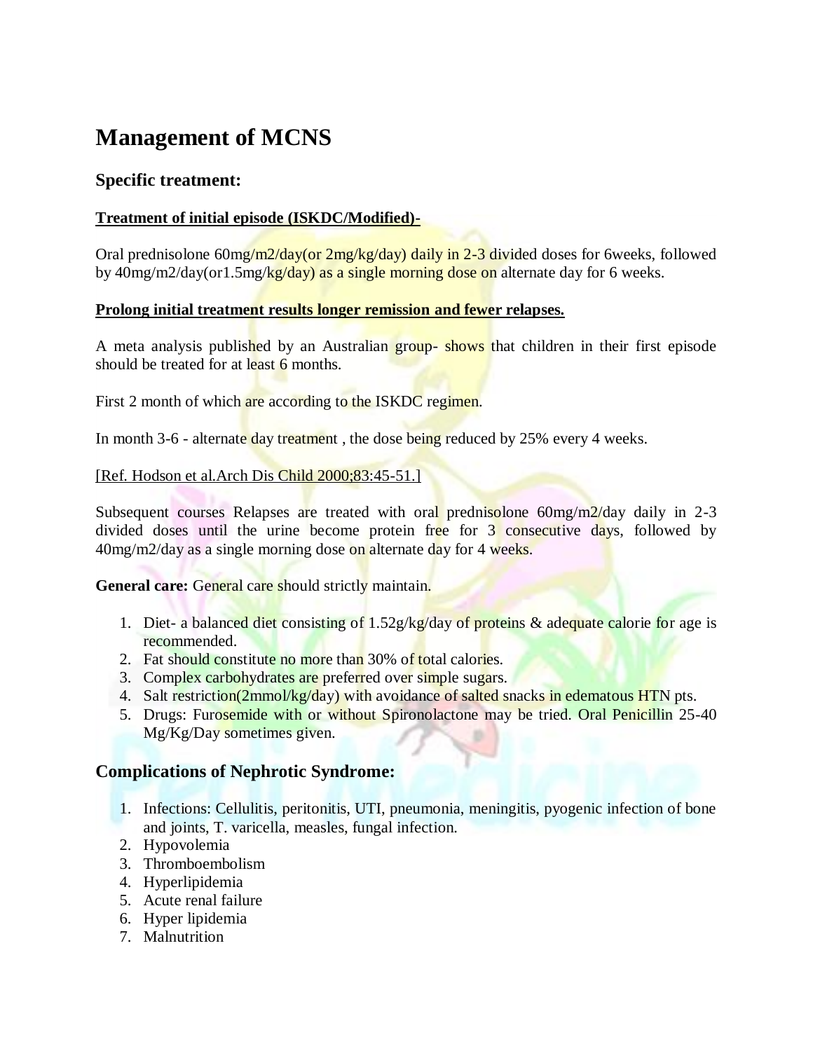# Management of MCNS

## Specific treatment:

**Treatment of initial episode (ISKDC/Modified)-**

Oral prednisolone 60mg/m2/day(or 2mg/kg/day) daily in 2-3 divided doses for 6weeks, followed by 40mg/m2/day(or1.5mg/kg/day) as a single morning dose on alternate day for 6 weeks.

**Prolong initial treatment results longer remission and fewer relapses.**

A meta analysis published by an Australian group- shows that children in their first episode should be treated for at least 6 months.

First 2 month of which are according to the ISKDC regimen.

In month 3-6 - alternate day treatment , the dose being reduced by 25% every 4 weeks.

[Ref. Hodson et al.Arch Dis Child 2000;83:45-51.]

Subsequent courses Relapses are treated with oral prednisolone 60mg/m2/day daily in 2-3 divided doses until the urine become protein free for 3 consecutive days, followed by 40mg/m2/day as a single morning dose on alternate day for 4 weeks.

**General care:** General care should strictly maintain.

1. Diet- a balanced diet consisting of 1.52g/kg/day of proteins & adequate calorie for age is recommended.
2. Fat should constitute no more than 30% of total calories.
3. Complex carbohydrates are preferred over simple sugars.
4. Salt restriction(2mmol/kg/day) with avoidance of salted snacks in edematous HTN pts.
5. Drugs: Furosemide with or without Spironolactone may be tried. Oral Penicillin 25-40 Mg/Kg/Day sometimes given.

## Complications of Nephrotic Syndrome:

1. Infections: Cellulitis, peritonitis, UTI, pneumonia, meningitis, pyogenic infection of bone and joints, T. varicella, measles, fungal infection.
2. Hypovolemia
3. Thromboembolism
4. Hyperlipidemia
5. Acute renal failure
6. Hyper lipidemia
7. Malnutrition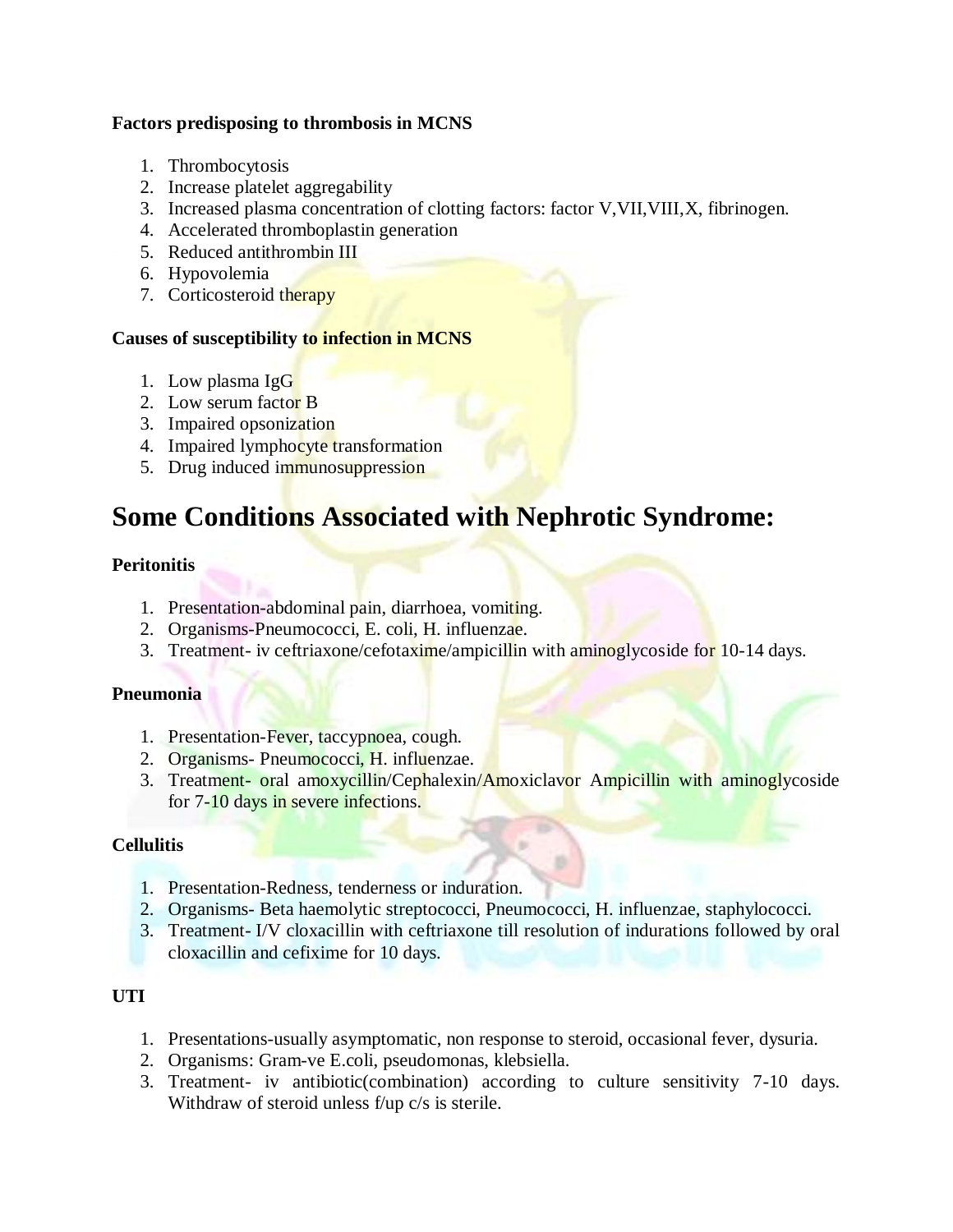**Factors predisposing to thrombosis in MCNS**

1. Thrombocytosis
2. Increase platelet aggregability
3. Increased plasma concentration of clotting factors: factor V,VII,VIII,X, fibrinogen.
4. Accelerated thromboplastin generation
5. Reduced antithrombin III
6. Hypovolemia
7. Corticosteroid therapy

**Causes of susceptibility to infection in MCNS**

1. Low plasma IgG
2. Low serum factor B
3. Impaired opsonization
4. Impaired lymphocyte transformation
5. Drug induced immunosuppression

# Some Conditions Associated with Nephrotic Syndrome:

**Peritonitis**

1. Presentation-abdominal pain, diarrhoea, vomiting.
2. Organisms-Pneumococci, E. coli, H. influenzae.
3. Treatment- iv ceftriaxone/cefotaxime/ampicillin with aminoglycoside for 10-14 days.

**Pneumonia**

1. Presentation-Fever, taccypnoea, cough.
2. Organisms- Pneumococci, H. influenzae.
3. Treatment- oral amoxycillin/Cephalexin/Amoxiclavor Ampicillin with aminoglycoside for 7-10 days in severe infections.

**Cellulitis**

1. Presentation-Redness, tenderness or induration.
2. Organisms- Beta haemolytic streptococci, Pneumococci, H. influenzae, staphylococci.
3. Treatment- I/V cloxacillin with ceftriaxone till resolution of indurations followed by oral cloxacillin and cefixime for 10 days.

**UTI**

1. Presentations-usually asymptomatic, non response to steroid, occasional fever, dysuria.
2. Organisms: Gram-ve E.coli, pseudomonas, klebsiella.
3. Treatment- iv antibiotic(combination) according to culture sensitivity 7-10 days. Withdraw of steroid unless f/up c/s is sterile.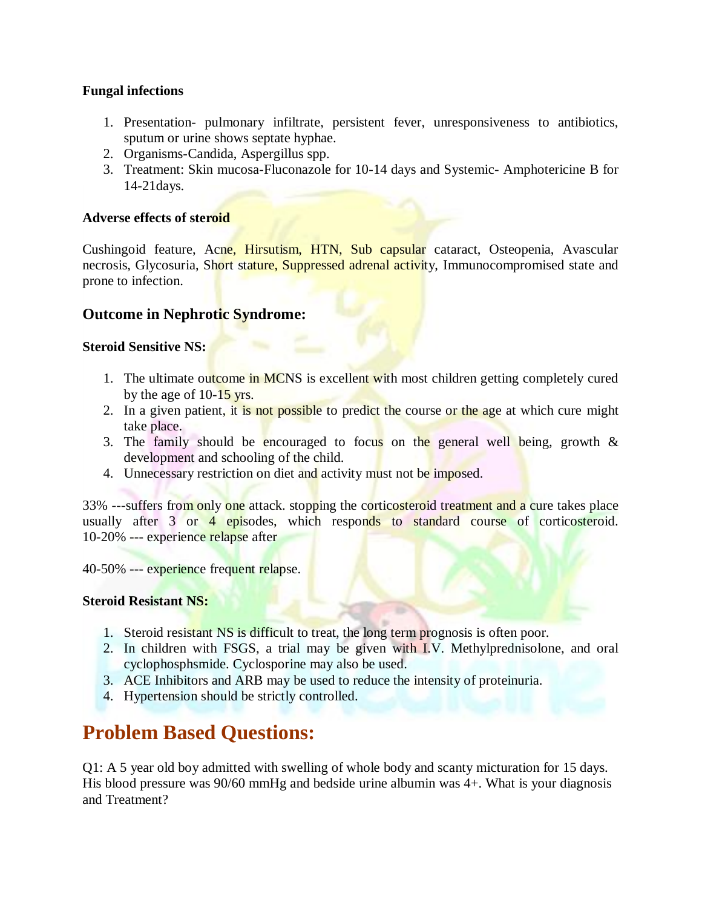**Fungal infections**

1. Presentation- pulmonary infiltrate, persistent fever, unresponsiveness to antibiotics, sputum or urine shows septate hyphae.
2. Organisms-Candida, Aspergillus spp.
3. Treatment: Skin mucosa-Fluconazole for 10-14 days and Systemic- Amphotericine B for 14-21days.

**Adverse effects of steroid**

Cushingoid feature, Acne, Hirsutism, HTN, Sub capsular cataract, Osteopenia, Avascular necrosis, Glycosuria, Short stature, Suppressed adrenal activity, Immunocompromised state and prone to infection.

### Outcome in Nephrotic Syndrome:

**Steroid Sensitive NS:**

1. The ultimate outcome in MCNS is excellent with most children getting completely cured by the age of 10-15 yrs.
2. In a given patient, it is not possible to predict the course or the age at which cure might take place.
3. The family should be encouraged to focus on the general well being, growth & development and schooling of the child.
4. Unnecessary restriction on diet and activity must not be imposed.

33% ---suffers from only one attack. stopping the corticosteroid treatment and a cure takes place usually after 3 or 4 episodes, which responds to standard course of corticosteroid. 10-20% --- experience relapse after

40-50% --- experience frequent relapse.

**Steroid Resistant NS:**

1. Steroid resistant NS is difficult to treat, the long term prognosis is often poor.
2. In children with FSGS, a trial may be given with I.V. Methylprednisolone, and oral cyclophosphsmide. Cyclosporine may also be used.
3. ACE Inhibitors and ARB may be used to reduce the intensity of proteinuria.
4. Hypertension should be strictly controlled.

## Problem Based Questions:

Q1: A 5 year old boy admitted with swelling of whole body and scanty micturation for 15 days. His blood pressure was 90/60 mmHg and bedside urine albumin was 4+. What is your diagnosis and Treatment?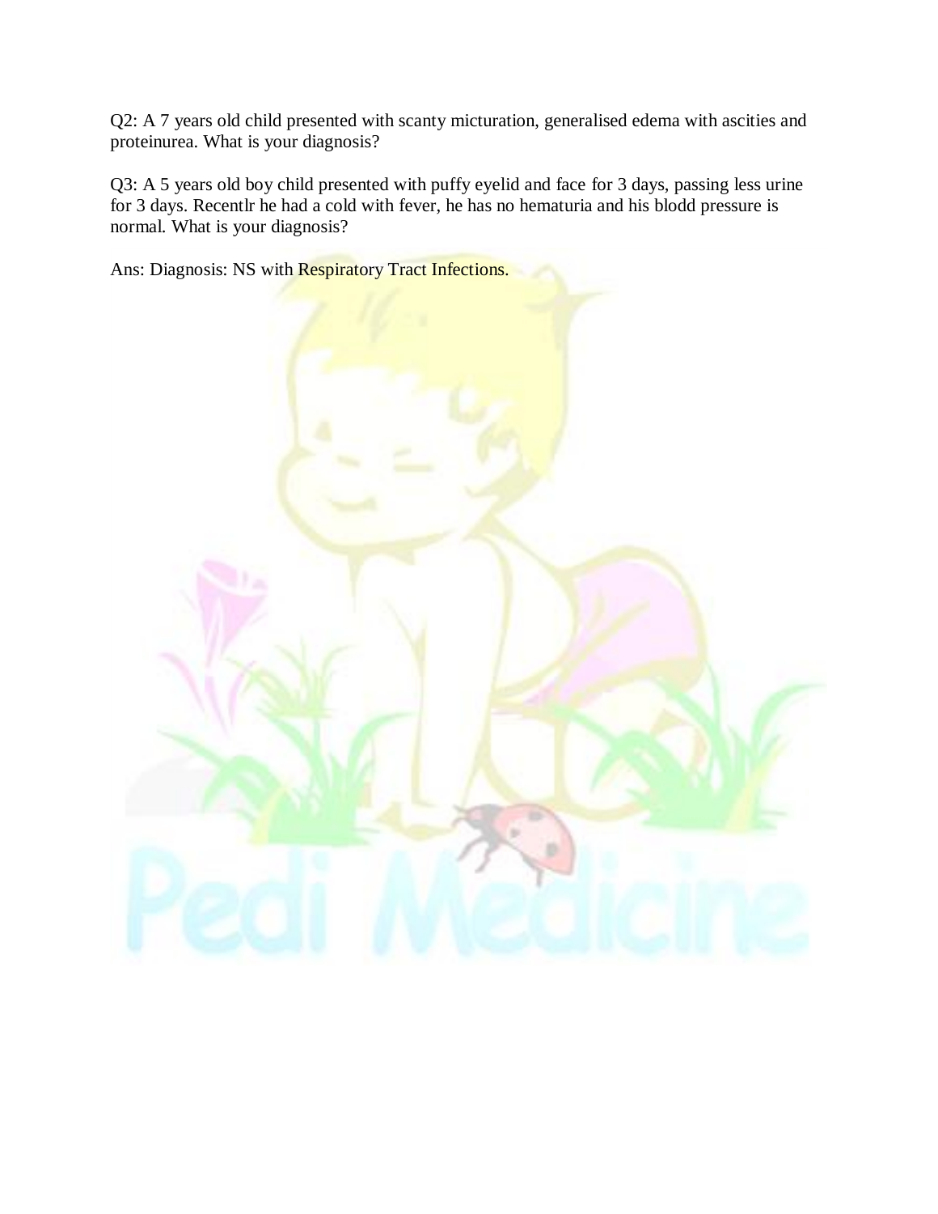Q2: A 7 years old child presented with scanty micturation, generalised edema with ascities and proteinurea. What is your diagnosis?

Q3: A 5 years old boy child presented with puffy eyelid and face for 3 days, passing less urine for 3 days. Recentlr he had a cold with fever, he has no hematuria and his blodd pressure is normal. What is your diagnosis?

Ans: Diagnosis: NS with Respiratory Tract Infections.